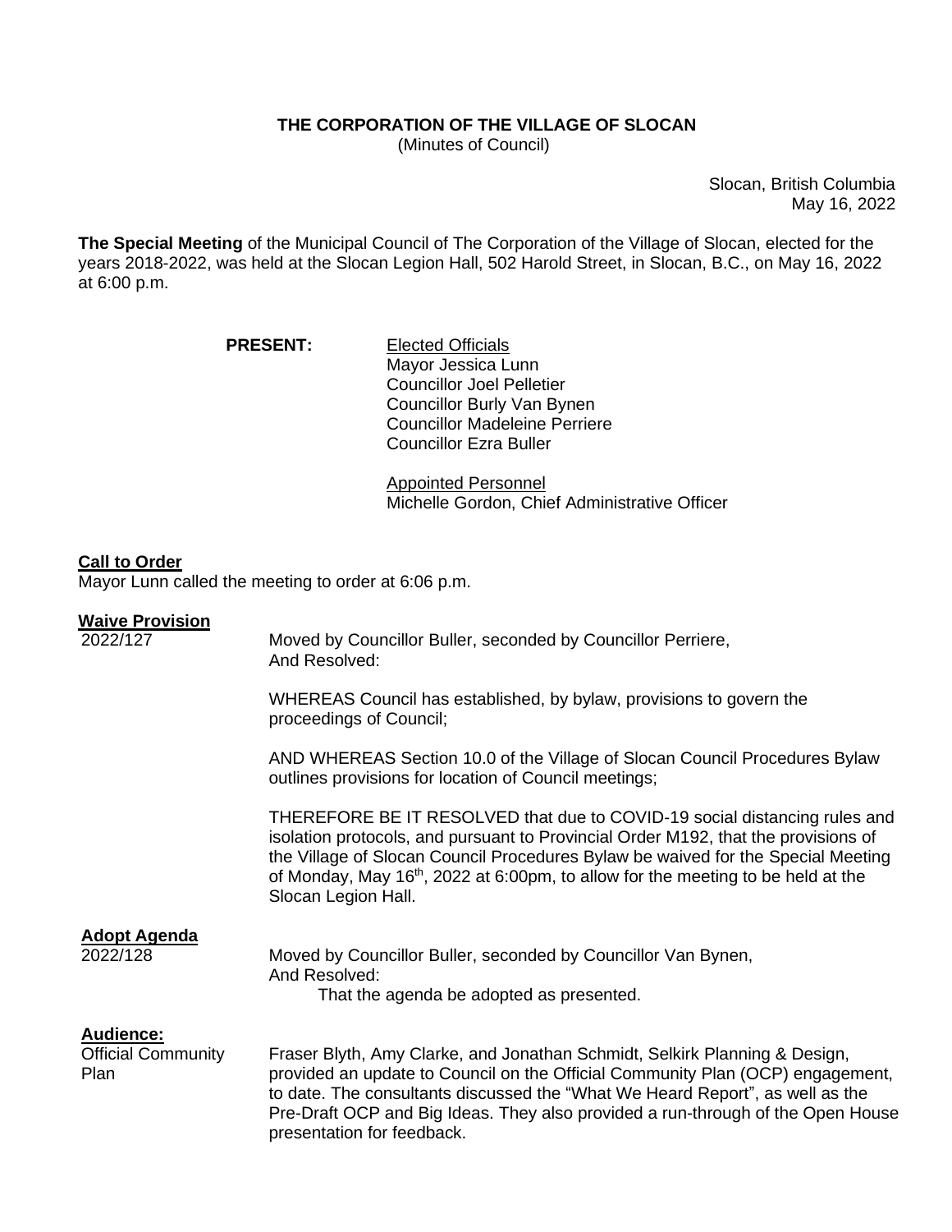**THE CORPORATION OF THE VILLAGE OF SLOCAN**
(Minutes of Council)

Slocan, British Columbia
May 16, 2022

**The Special Meeting** of the Municipal Council of The Corporation of the Village of Slocan, elected for the years 2018-2022, was held at the Slocan Legion Hall, 502 Harold Street, in Slocan, B.C., on May 16, 2022 at 6:00 p.m.

**PRESENT:**

Elected Officials
Mayor Jessica Lunn
Councillor Joel Pelletier
Councillor Burly Van Bynen
Councillor Madeleine Perriere
Councillor Ezra Buller

Appointed Personnel
Michelle Gordon, Chief Administrative Officer

**Call to Order**
Mayor Lunn called the meeting to order at 6:06 p.m.

**Waive Provision**
2022/127

Moved by Councillor Buller, seconded by Councillor Perriere,
And Resolved:

WHEREAS Council has established, by bylaw, provisions to govern the proceedings of Council;

AND WHEREAS Section 10.0 of the Village of Slocan Council Procedures Bylaw outlines provisions for location of Council meetings;

THEREFORE BE IT RESOLVED that due to COVID-19 social distancing rules and isolation protocols, and pursuant to Provincial Order M192, that the provisions of the Village of Slocan Council Procedures Bylaw be waived for the Special Meeting of Monday, May 16th, 2022 at 6:00pm, to allow for the meeting to be held at the Slocan Legion Hall.

**Adopt Agenda**
2022/128

Moved by Councillor Buller, seconded by Councillor Van Bynen,
And Resolved:
That the agenda be adopted as presented.

**Audience:**
Official Community Plan

Fraser Blyth, Amy Clarke, and Jonathan Schmidt, Selkirk Planning & Design, provided an update to Council on the Official Community Plan (OCP) engagement, to date. The consultants discussed the "What We Heard Report", as well as the Pre-Draft OCP and Big Ideas. They also provided a run-through of the Open House presentation for feedback.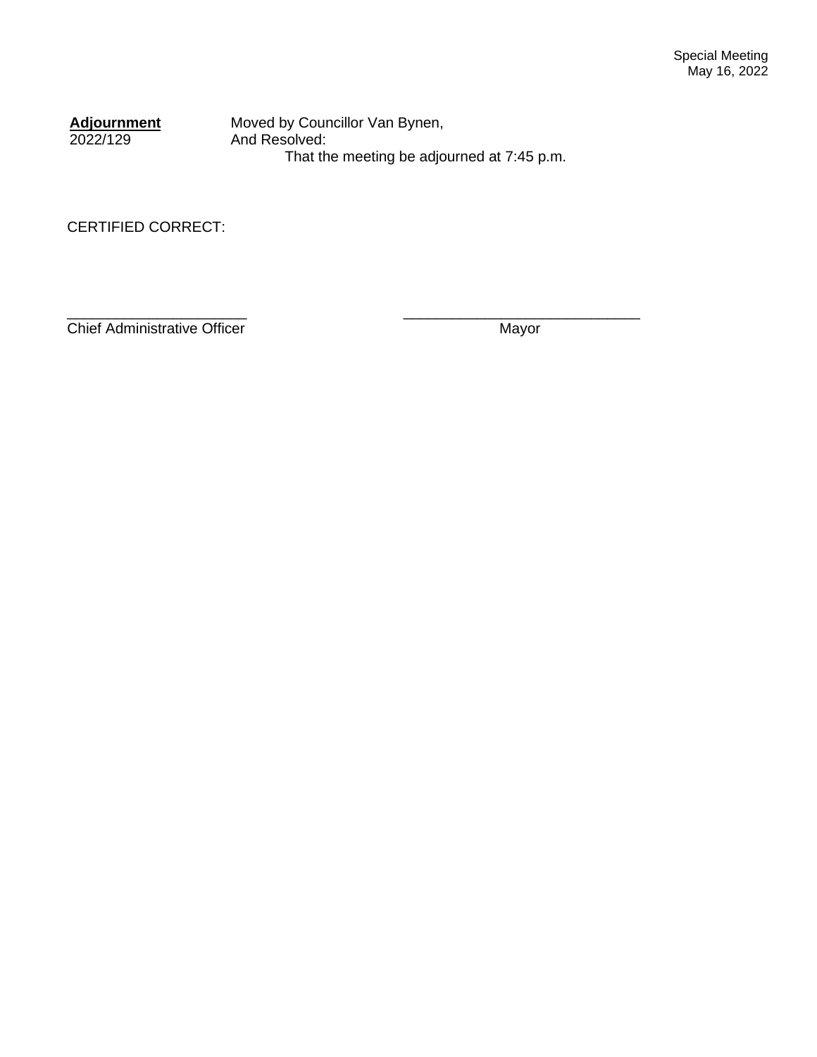**Adjournment**
2022/129

Moved by Councillor Van Bynen,
And Resolved:
That the meeting be adjourned at 7:45 p.m.

CERTIFIED CORRECT:

______________________
Chief Administrative Officer

______________________________
Mayor